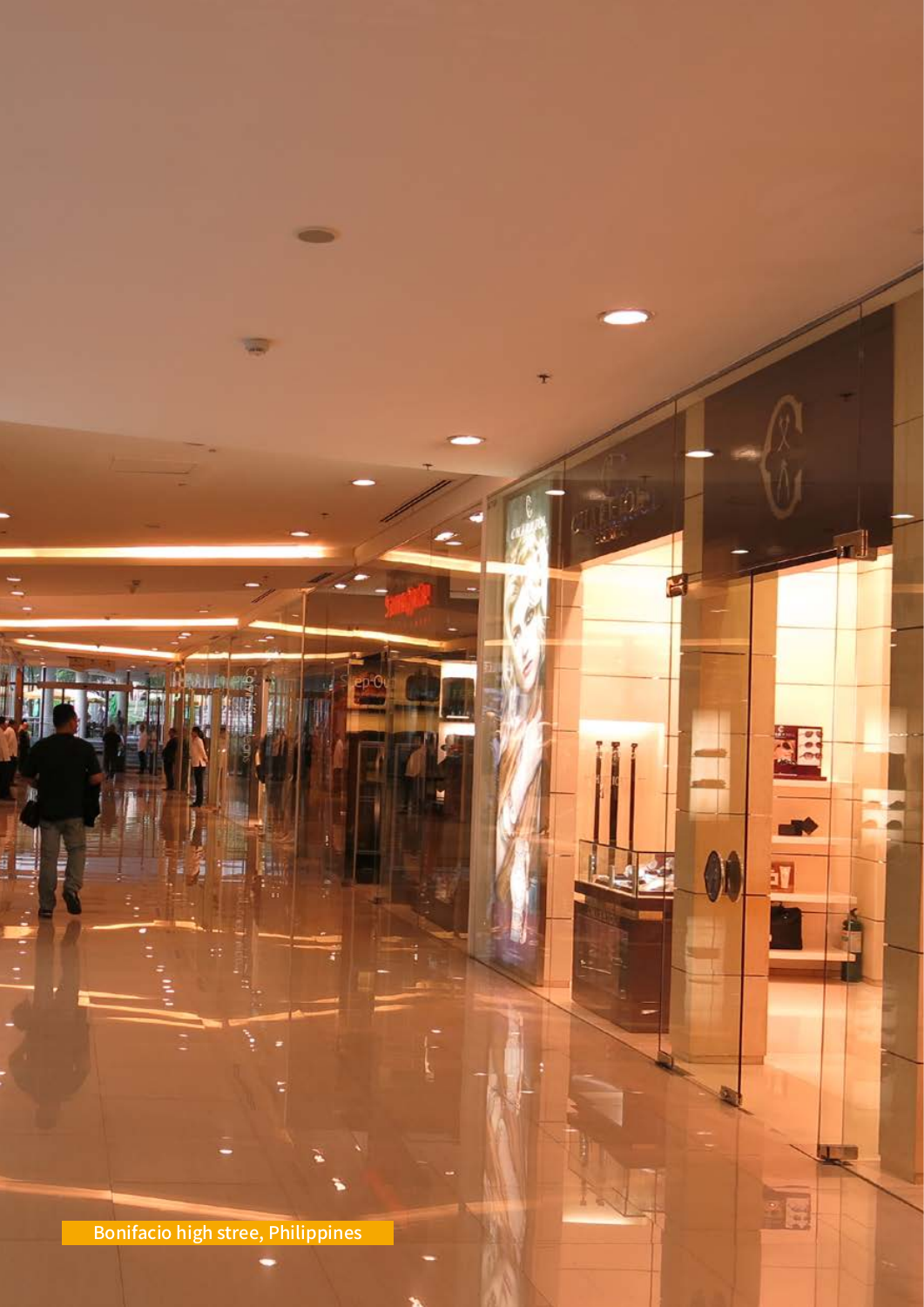Bonifacio high stree, Philippines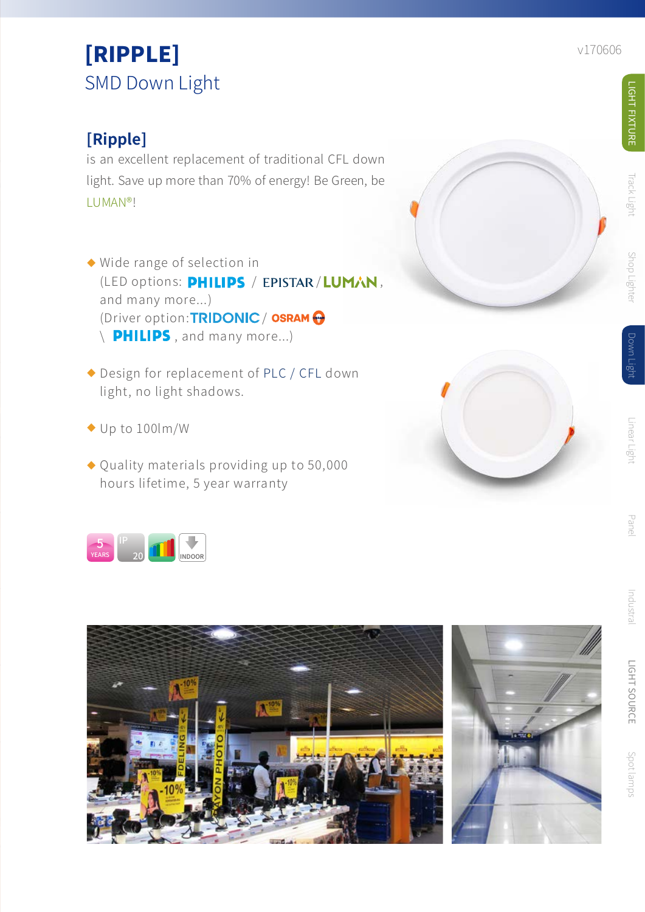# [RIPPLE]

## SMD Down Light

v170606

### [Ripple]

is an excellent replacement of traditional CFL down light. Save up more than 70% of energy! Be Green, be LUMAN®!

- Wide range of selection in (LED options: PHILIPS / EPISTAR / LUMAN, and many more...) (Driver option: TRIDONIC / OSRAM \ PHILIPS, and many more...)
- Design for replacement of PLC / CFL down light, no light shadows.
- Up to 100lm/W
- Quality materials providing up to 50,000 hours lifetime, 5 year warranty

5 YEARS | IP 20 | INDOOR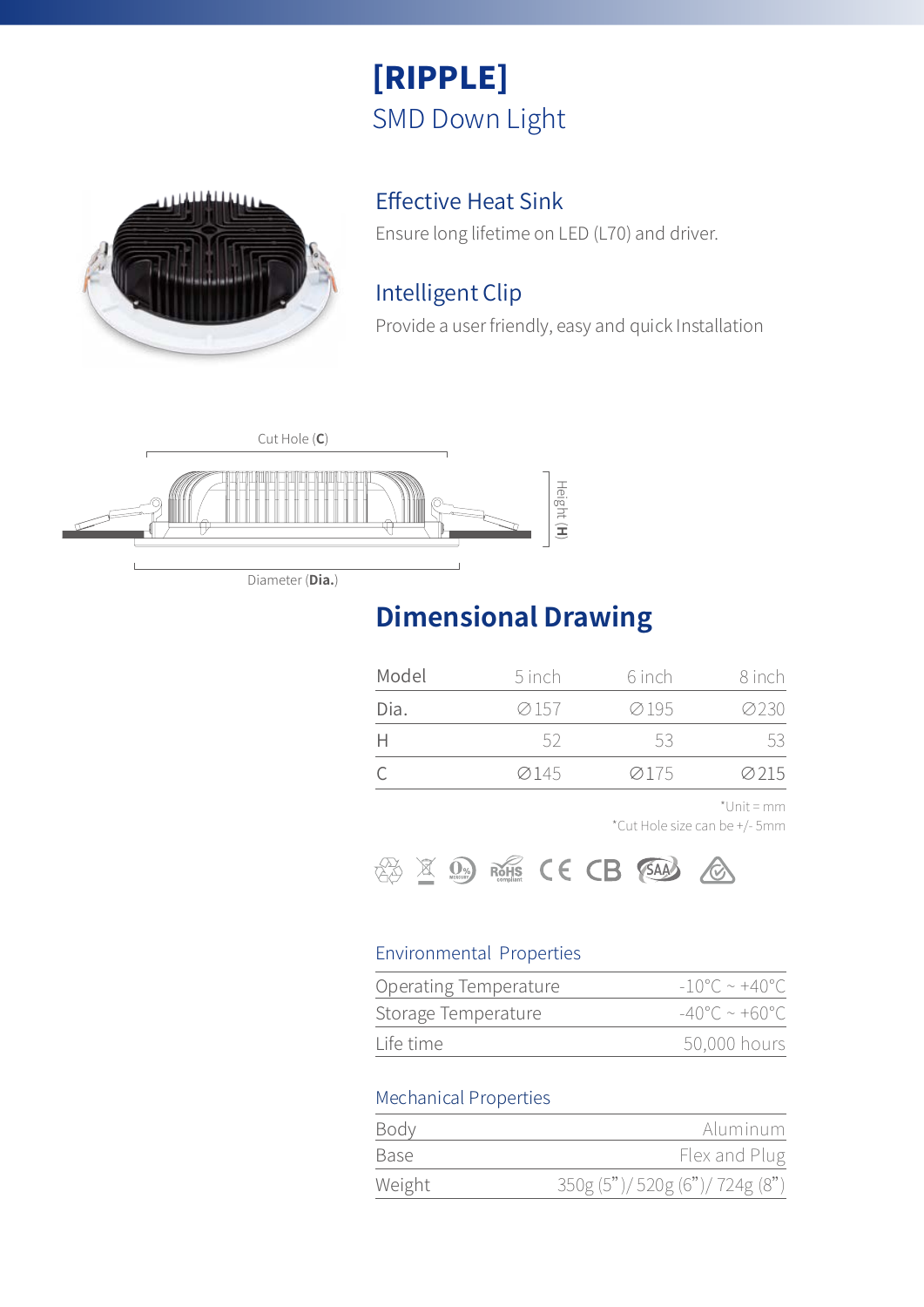# [RIPPLE]

## SMD Down Light

### Effective Heat Sink

Ensure long lifetime on LED (L70) and driver.

### Intelligent Clip

Provide a user friendly, easy and quick Installation

Cut Hole (**C**)

Height (**H**)

Diameter (**Dia.**)

## Dimensional Drawing

| Model | 5 inch | 6 inch | 8 inch |
|---|---|---|---|
| Dia. | ∅157 | ∅195 | ∅230 |
| H | 52 | 53 | 53 |
| C | ∅145 | ∅175 | ∅215 |

*Unit = mm

*Cut Hole size can be +/- 5mm

### Environmental Properties

| | |
|---|---|
| Operating Temperature | -10°C ~ +40°C |
| Storage Temperature | -40°C ~ +60°C |
| Life time | 50,000 hours |

### Mechanical Properties

| | |
|---|---|
| Body | Aluminum |
| Base | Flex and Plug |
| Weight | 350g (5")/ 520g (6")/ 724g (8") |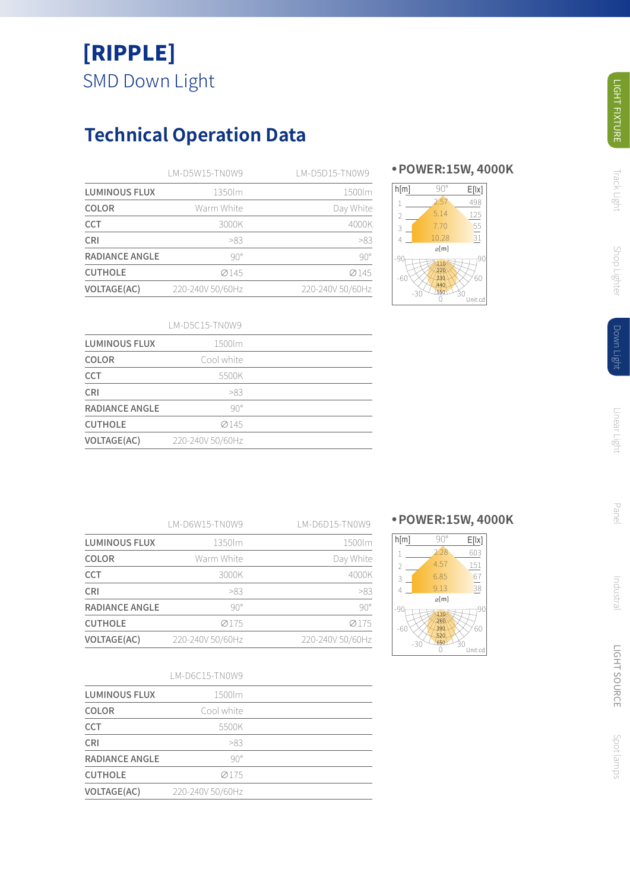# [RIPPLE]

SMD Down Light

## Technical Operation Data

| | LM-D5W15-TN0W9 | LM-D5D15-TN0W9 |
|---|---|---|
| LUMINOUS FLUX | 1350lm | 1500lm |
| COLOR | Warm White | Day White |
| CCT | 3000K | 4000K |
| CRI | >83 | >83 |
| RADIANCE ANGLE | 90° | 90° |
| CUTHOLE | ∅145 | ∅145 |
| VOLTAGE(AC) | 220-240V 50/60Hz | 220-240V 50/60Hz |

**• POWER:15W, 4000K**

| h[m] | ⌀[m] (90°) | E[lx] |
|---|---|---|
| 1 | 2.57 | 498 |
| 2 | 5.14 | 125 |
| 3 | 7.70 | 55 |
| 4 | 10.28 | 31 |

Unit:cd

| | LM-D5C15-TN0W9 |
|---|---|
| LUMINOUS FLUX | 1500lm |
| COLOR | Cool white |
| CCT | 5500K |
| CRI | >83 |
| RADIANCE ANGLE | 90° |
| CUTHOLE | ∅145 |
| VOLTAGE(AC) | 220-240V 50/60Hz |

| | LM-D6W15-TN0W9 | LM-D6D15-TN0W9 |
|---|---|---|
| LUMINOUS FLUX | 1350lm | 1500lm |
| COLOR | Warm White | Day White |
| CCT | 3000K | 4000K |
| CRI | >83 | >83 |
| RADIANCE ANGLE | 90° | 90° |
| CUTHOLE | ∅175 | ∅175 |
| VOLTAGE(AC) | 220-240V 50/60Hz | 220-240V 50/60Hz |

**• POWER:15W, 4000K**

| h[m] | ⌀[m] (90°) | E[lx] |
|---|---|---|
| 1 | 2.28 | 603 |
| 2 | 4.57 | 151 |
| 3 | 6.85 | 67 |
| 4 | 9.13 | 38 |

Unit:cd

| | LM-D6C15-TN0W9 |
|---|---|
| LUMINOUS FLUX | 1500lm |
| COLOR | Cool white |
| CCT | 5500K |
| CRI | >83 |
| RADIANCE ANGLE | 90° |
| CUTHOLE | ∅175 |
| VOLTAGE(AC) | 220-240V 50/60Hz |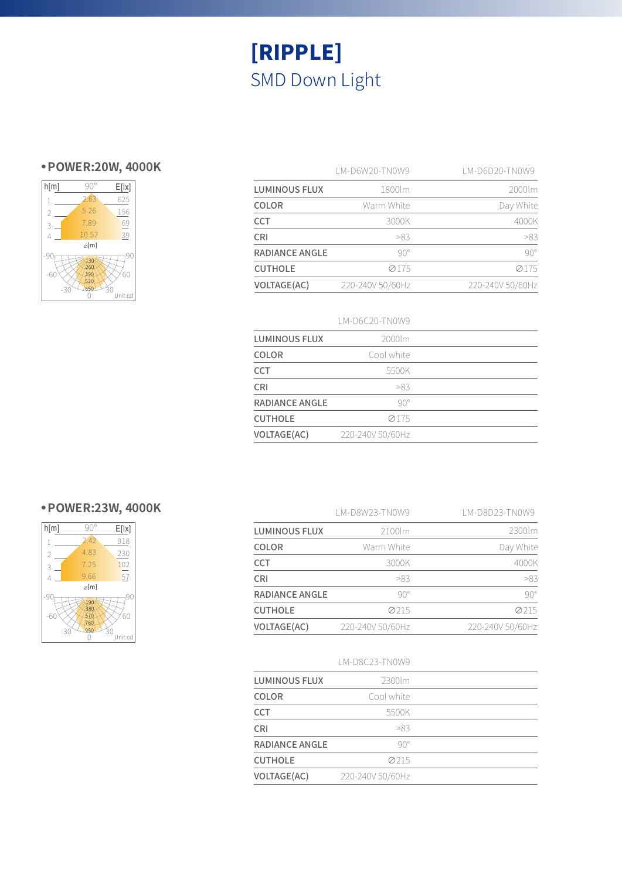# [RIPPLE]

## SMD Down Light

### • POWER:20W, 4000K

| h[m] | ⌀[m] | E[lx] |
|---|---|---|
| 1 | 2.63 | 625 |
| 2 | 5.26 | 156 |
| 3 | 7.89 | 69 |
| 4 | 10.52 | 39 |

90°, Unit:cd

| | LM-D6W20-TN0W9 | LM-D6D20-TN0W9 |
|---|---|---|
| LUMINOUS FLUX | 1800lm | 2000lm |
| COLOR | Warm White | Day White |
| CCT | 3000K | 4000K |
| CRI | >83 | >83 |
| RADIANCE ANGLE | 90° | 90° |
| CUTHOLE | ∅175 | ∅175 |
| VOLTAGE(AC) | 220-240V 50/60Hz | 220-240V 50/60Hz |

| | LM-D6C20-TN0W9 |
|---|---|
| LUMINOUS FLUX | 2000lm |
| COLOR | Cool white |
| CCT | 5500K |
| CRI | >83 |
| RADIANCE ANGLE | 90° |
| CUTHOLE | ∅175 |
| VOLTAGE(AC) | 220-240V 50/60Hz |

### • POWER:23W, 4000K

| h[m] | ⌀[m] | E[lx] |
|---|---|---|
| 1 | 2.42 | 918 |
| 2 | 4.83 | 230 |
| 3 | 7.25 | 102 |
| 4 | 9.66 | 57 |

90°, Unit:cd

| | LM-D8W23-TN0W9 | LM-D8D23-TN0W9 |
|---|---|---|
| LUMINOUS FLUX | 2100lm | 2300lm |
| COLOR | Warm White | Day White |
| CCT | 3000K | 4000K |
| CRI | >83 | >83 |
| RADIANCE ANGLE | 90° | 90° |
| CUTHOLE | ∅215 | ∅215 |
| VOLTAGE(AC) | 220-240V 50/60Hz | 220-240V 50/60Hz |

| | LM-D8C23-TN0W9 |
|---|---|
| LUMINOUS FLUX | 2300lm |
| COLOR | Cool white |
| CCT | 5500K |
| CRI | >83 |
| RADIANCE ANGLE | 90° |
| CUTHOLE | ∅215 |
| VOLTAGE(AC) | 220-240V 50/60Hz |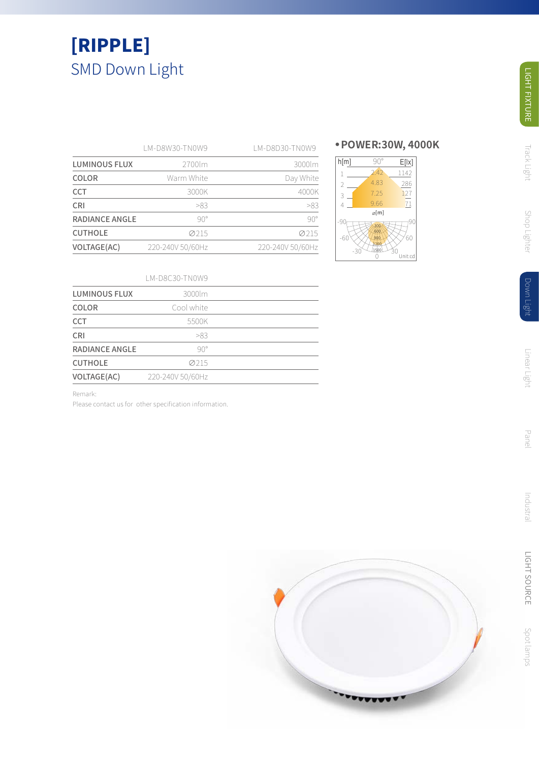# [RIPPLE]

## SMD Down Light

| | LM-D8W30-TN0W9 | LM-D8D30-TN0W9 |
|---|---|---|
| LUMINOUS FLUX | 2700lm | 3000lm |
| COLOR | Warm White | Day White |
| CCT | 3000K | 4000K |
| CRI | >83 | >83 |
| RADIANCE ANGLE | 90° | 90° |
| CUTHOLE | Ø215 | Ø215 |
| VOLTAGE(AC) | 220-240V 50/60Hz | 220-240V 50/60Hz |

- **POWER:30W, 4000K**

h[m] 90° E[lx]
1 2.42 1142
2 4.83 286
3 7.25 127
4 9.66 71
⌀[m]
-90 90
-60 60
-30 30
0
300 600 900 1200 1500
Unit:cd

| | LM-D8C30-TN0W9 |
|---|---|
| LUMINOUS FLUX | 3000lm |
| COLOR | Cool white |
| CCT | 5500K |
| CRI | >83 |
| RADIANCE ANGLE | 90° |
| CUTHOLE | Ø215 |
| VOLTAGE(AC) | 220-240V 50/60Hz |

Remark:
Please contact us for other specification information.

LIGHT FIXTURE
Track Light
Shop Lighter
Down Light
Linear Light
Panel
Industral
LIGHT SOURCE
Spot lamps